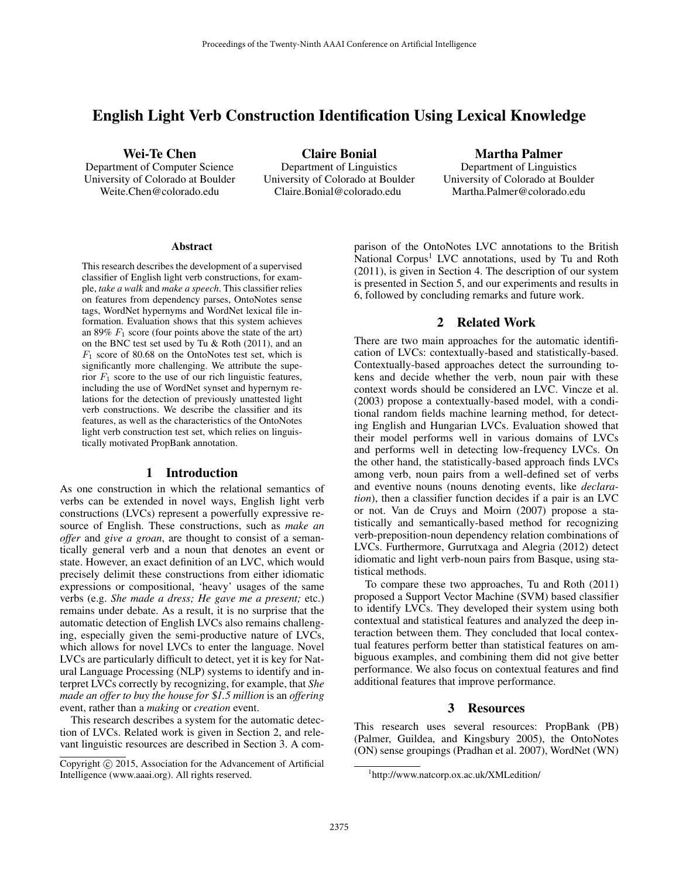# English Light Verb Construction Identification Using Lexical Knowledge

**Wei-Te Chen**
Department of Computer Science
University of Colorado at Boulder
Weite.Chen@colorado.edu

**Claire Bonial**
Department of Linguistics
University of Colorado at Boulder
Claire.Bonial@colorado.edu

**Martha Palmer**
Department of Linguistics
University of Colorado at Boulder
Martha.Palmer@colorado.edu

### Abstract

This research describes the development of a supervised classifier of English light verb constructions, for example, *take a walk* and *make a speech*. This classifier relies on features from dependency parses, OntoNotes sense tags, WordNet hypernyms and WordNet lexical file information. Evaluation shows that this system achieves an 89% $F_1$ score (four points above the state of the art) on the BNC test set used by Tu & Roth (2011), and an $F_1$ score of 80.68 on the OntoNotes test set, which is significantly more challenging. We attribute the superior $F_1$ score to the use of our rich linguistic features, including the use of WordNet synset and hypernym relations for the detection of previously unattested light verb constructions. We describe the classifier and its features, as well as the characteristics of the OntoNotes light verb construction test set, which relies on linguistically motivated PropBank annotation.

## 1 Introduction

As one construction in which the relational semantics of verbs can be extended in novel ways, English light verb constructions (LVCs) represent a powerfully expressive resource of English. These constructions, such as *make an offer* and *give a groan*, are thought to consist of a semantically general verb and a noun that denotes an event or state. However, an exact definition of an LVC, which would precisely delimit these constructions from either idiomatic expressions or compositional, 'heavy' usages of the same verbs (e.g. *She made a dress; He gave me a present;* etc.) remains under debate. As a result, it is no surprise that the automatic detection of English LVCs also remains challenging, especially given the semi-productive nature of LVCs, which allows for novel LVCs to enter the language. Novel LVCs are particularly difficult to detect, yet it is key for Natural Language Processing (NLP) systems to identify and interpret LVCs correctly by recognizing, for example, that *She made an offer to buy the house for $1.5 million* is an *offering* event, rather than a *making* or *creation* event.

This research describes a system for the automatic detection of LVCs. Related work is given in Section 2, and relevant linguistic resources are described in Section 3. A comparison of the OntoNotes LVC annotations to the British National Corpus[1] LVC annotations, used by Tu and Roth (2011), is given in Section 4. The description of our system is presented in Section 5, and our experiments and results in 6, followed by concluding remarks and future work.

## 2 Related Work

There are two main approaches for the automatic identification of LVCs: contextually-based and statistically-based. Contextually-based approaches detect the surrounding tokens and decide whether the verb, noun pair with these context words should be considered an LVC. Vincze et al. (2003) propose a contextually-based model, with a conditional random fields machine learning method, for detecting English and Hungarian LVCs. Evaluation showed that their model performs well in various domains of LVCs and performs well in detecting low-frequency LVCs. On the other hand, the statistically-based approach finds LVCs among verb, noun pairs from a well-defined set of verbs and eventive nouns (nouns denoting events, like *declaration*), then a classifier function decides if a pair is an LVC or not. Van de Cruys and Moirn (2007) propose a statistically and semantically-based method for recognizing verb-preposition-noun dependency relation combinations of LVCs. Furthermore, Gurrutxaga and Alegria (2012) detect idiomatic and light verb-noun pairs from Basque, using statistical methods.

To compare these two approaches, Tu and Roth (2011) proposed a Support Vector Machine (SVM) based classifier to identify LVCs. They developed their system using both contextual and statistical features and analyzed the deep interaction between them. They concluded that local contextual features perform better than statistical features on ambiguous examples, and combining them did not give better performance. We also focus on contextual features and find additional features that improve performance.

## 3 Resources

This research uses several resources: PropBank (PB) (Palmer, Guildea, and Kingsbury 2005), the OntoNotes (ON) sense groupings (Pradhan et al. 2007), WordNet (WN)

---

Copyright © 2015, Association for the Advancement of Artificial Intelligence (www.aaai.org). All rights reserved.

[1] http://www.natcorp.ox.ac.uk/XMLedition/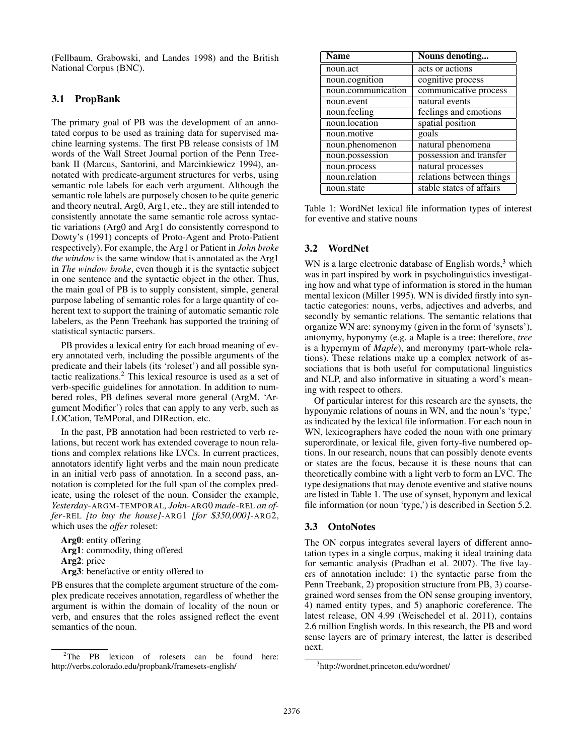(Fellbaum, Grabowski, and Landes 1998) and the British National Corpus (BNC).

### 3.1 PropBank

The primary goal of PB was the development of an annotated corpus to be used as training data for supervised machine learning systems. The first PB release consists of 1M words of the Wall Street Journal portion of the Penn Treebank II (Marcus, Santorini, and Marcinkiewicz 1994), annotated with predicate-argument structures for verbs, using semantic role labels for each verb argument. Although the semantic role labels are purposely chosen to be quite generic and theory neutral, Arg0, Arg1, etc., they are still intended to consistently annotate the same semantic role across syntactic variations (Arg0 and Arg1 do consistently correspond to Dowty's (1991) concepts of Proto-Agent and Proto-Patient respectively). For example, the Arg1 or Patient in *John broke the window* is the same window that is annotated as the Arg1 in *The window broke*, even though it is the syntactic subject in one sentence and the syntactic object in the other. Thus, the main goal of PB is to supply consistent, simple, general purpose labeling of semantic roles for a large quantity of coherent text to support the training of automatic semantic role labelers, as the Penn Treebank has supported the training of statistical syntactic parsers.

PB provides a lexical entry for each broad meaning of every annotated verb, including the possible arguments of the predicate and their labels (its 'roleset') and all possible syntactic realizations.[2] This lexical resource is used as a set of verb-specific guidelines for annotation. In addition to numbered roles, PB defines several more general (ArgM, 'Argument Modifier') roles that can apply to any verb, such as LOCation, TeMPoral, and DIRection, etc.

In the past, PB annotation had been restricted to verb relations, but recent work has extended coverage to noun relations and complex relations like LVCs. In current practices, annotators identify light verbs and the main noun predicate in an initial verb pass of annotation. In a second pass, annotation is completed for the full span of the complex predicate, using the roleset of the noun. Consider the example, *Yesterday*-ARGM-TEMPORAL, *John*-ARG0 *made*-REL *an offer*-REL *[to buy the house]*-ARG1 *[for $350,000]*-ARG2, which uses the *offer* roleset:

**Arg0**: entity offering
**Arg1**: commodity, thing offered
**Arg2**: price
**Arg3**: benefactive or entity offered to

PB ensures that the complete argument structure of the complex predicate receives annotation, regardless of whether the argument is within the domain of locality of the noun or verb, and ensures that the roles assigned reflect the event semantics of the noun.

[2] The PB lexicon of rolesets can be found here: http://verbs.colorado.edu/propbank/framesets-english/

| Name | Nouns denoting... |
|---|---|
| noun.act | acts or actions |
| noun.cognition | cognitive process |
| noun.communication | communicative process |
| noun.event | natural events |
| noun.feeling | feelings and emotions |
| noun.location | spatial position |
| noun.motive | goals |
| noun.phenomenon | natural phenomena |
| noun.possession | possession and transfer |
| noun.process | natural processes |
| noun.relation | relations between things |
| noun.state | stable states of affairs |

Table 1: WordNet lexical file information types of interest for eventive and stative nouns

### 3.2 WordNet

WN is a large electronic database of English words,[3] which was in part inspired by work in psycholinguistics investigating how and what type of information is stored in the human mental lexicon (Miller 1995). WN is divided firstly into syntactic categories: nouns, verbs, adjectives and adverbs, and secondly by semantic relations. The semantic relations that organize WN are: synonymy (given in the form of 'synsets'), antonymy, hyponymy (e.g. a Maple is a tree; therefore, *tree* is a hypernym of *Maple*), and meronymy (part-whole relations). These relations make up a complex network of associations that is both useful for computational linguistics and NLP, and also informative in situating a word's meaning with respect to others.

Of particular interest for this research are the synsets, the hyponymic relations of nouns in WN, and the noun's 'type,' as indicated by the lexical file information. For each noun in WN, lexicographers have coded the noun with one primary superordinate, or lexical file, given forty-five numbered options. In our research, nouns that can possibly denote events or states are the focus, because it is these nouns that can theoretically combine with a light verb to form an LVC. The type designations that may denote eventive and stative nouns are listed in Table 1. The use of synset, hyponym and lexical file information (or noun 'type,') is described in Section 5.2.

### 3.3 OntoNotes

The ON corpus integrates several layers of different annotation types in a single corpus, making it ideal training data for semantic analysis (Pradhan et al. 2007). The five layers of annotation include: 1) the syntactic parse from the Penn Treebank, 2) proposition structure from PB, 3) coarse-grained word senses from the ON sense grouping inventory, 4) named entity types, and 5) anaphoric coreference. The latest release, ON 4.99 (Weischedel et al. 2011), contains 2.6 million English words. In this research, the PB and word sense layers are of primary interest, the latter is described next.

[3] http://wordnet.princeton.edu/wordnet/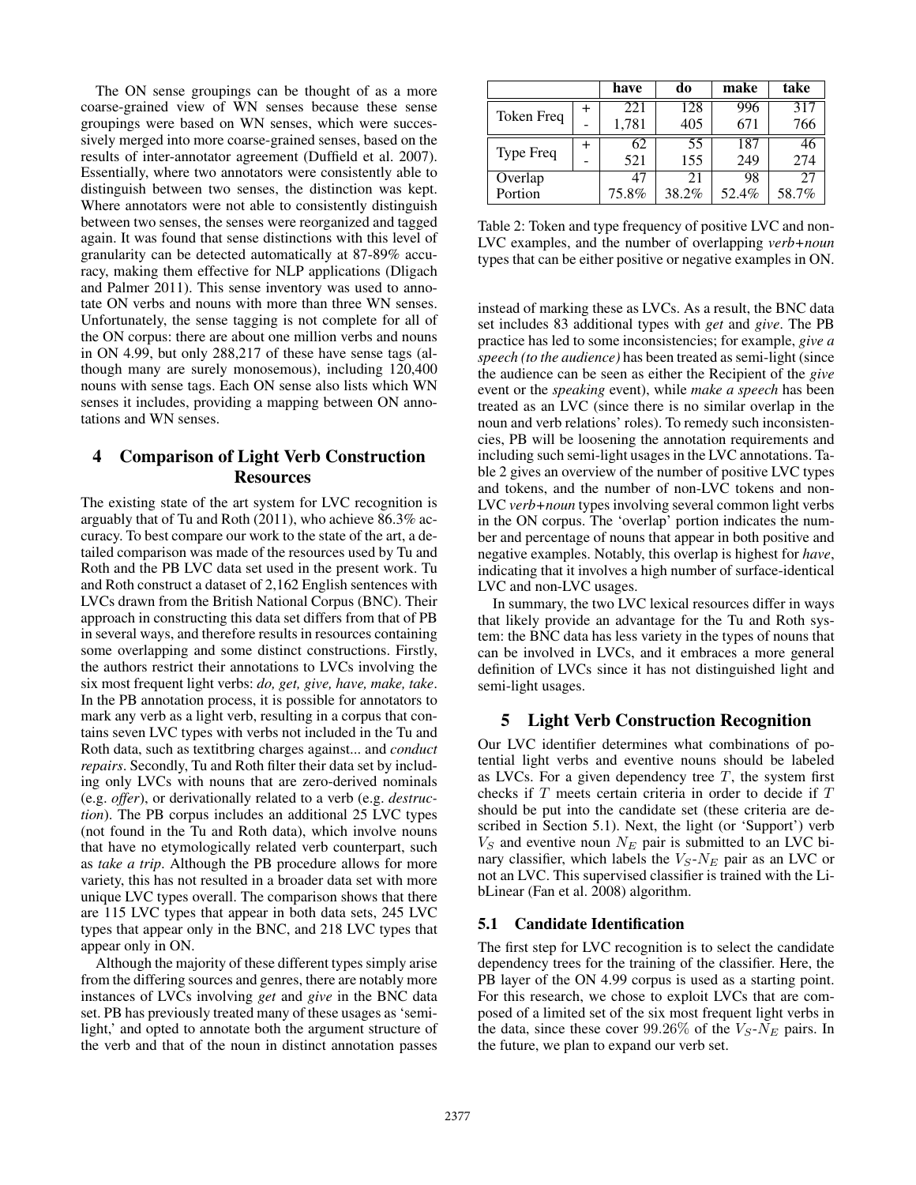The ON sense groupings can be thought of as a more coarse-grained view of WN senses because these sense groupings were based on WN senses, which were successively merged into more coarse-grained senses, based on the results of inter-annotator agreement (Duffield et al. 2007). Essentially, where two annotators were consistently able to distinguish between two senses, the distinction was kept. Where annotators were not able to consistently distinguish between two senses, the senses were reorganized and tagged again. It was found that sense distinctions with this level of granularity can be detected automatically at 87-89% accuracy, making them effective for NLP applications (Dligach and Palmer 2011). This sense inventory was used to annotate ON verbs and nouns with more than three WN senses. Unfortunately, the sense tagging is not complete for all of the ON corpus: there are about one million verbs and nouns in ON 4.99, but only 288,217 of these have sense tags (although many are surely monosemous), including 120,400 nouns with sense tags. Each ON sense also lists which WN senses it includes, providing a mapping between ON annotations and WN senses.

## 4 Comparison of Light Verb Construction Resources

The existing state of the art system for LVC recognition is arguably that of Tu and Roth (2011), who achieve 86.3% accuracy. To best compare our work to the state of the art, a detailed comparison was made of the resources used by Tu and Roth and the PB LVC data set used in the present work. Tu and Roth construct a dataset of 2,162 English sentences with LVCs drawn from the British National Corpus (BNC). Their approach in constructing this data set differs from that of PB in several ways, and therefore results in resources containing some overlapping and some distinct constructions. Firstly, the authors restrict their annotations to LVCs involving the six most frequent light verbs: *do, get, give, have, make, take*. In the PB annotation process, it is possible for annotators to mark any verb as a light verb, resulting in a corpus that contains seven LVC types with verbs not included in the Tu and Roth data, such as textitbring charges against... and *conduct repairs*. Secondly, Tu and Roth filter their data set by including only LVCs with nouns that are zero-derived nominals (e.g. *offer*), or derivationally related to a verb (e.g. *destruction*). The PB corpus includes an additional 25 LVC types (not found in the Tu and Roth data), which involve nouns that have no etymologically related verb counterpart, such as *take a trip*. Although the PB procedure allows for more variety, this has not resulted in a broader data set with more unique LVC types overall. The comparison shows that there are 115 LVC types that appear in both data sets, 245 LVC types that appear only in the BNC, and 218 LVC types that appear only in ON.

Although the majority of these different types simply arise from the differing sources and genres, there are notably more instances of LVCs involving *get* and *give* in the BNC data set. PB has previously treated many of these usages as 'semi-light,' and opted to annotate both the argument structure of the verb and that of the noun in distinct annotation passes

| | | have | do | make | take |
|---|---|---|---|---|---|
| Token Freq | + | 221 | 128 | 996 | 317 |
| | - | 1,781 | 405 | 671 | 766 |
| Type Freq | + | 62 | 55 | 187 | 46 |
| | - | 521 | 155 | 249 | 274 |
| Overlap Portion | | 47<br>75.8% | 21<br>38.2% | 98<br>52.4% | 27<br>58.7% |

Table 2: Token and type frequency of positive LVC and non-LVC examples, and the number of overlapping *verb+noun* types that can be either positive or negative examples in ON.

instead of marking these as LVCs. As a result, the BNC data set includes 83 additional types with *get* and *give*. The PB practice has led to some inconsistencies; for example, *give a speech (to the audience)* has been treated as semi-light (since the audience can be seen as either the Recipient of the *give* event or the *speaking* event), while *make a speech* has been treated as an LVC (since there is no similar overlap in the noun and verb relations' roles). To remedy such inconsistencies, PB will be loosening the annotation requirements and including such semi-light usages in the LVC annotations. Table 2 gives an overview of the number of positive LVC types and tokens, and the number of non-LVC tokens and non-LVC *verb+noun* types involving several common light verbs in the ON corpus. The 'overlap' portion indicates the number and percentage of nouns that appear in both positive and negative examples. Notably, this overlap is highest for *have*, indicating that it involves a high number of surface-identical LVC and non-LVC usages.

In summary, the two LVC lexical resources differ in ways that likely provide an advantage for the Tu and Roth system: the BNC data has less variety in the types of nouns that can be involved in LVCs, and it embraces a more general definition of LVCs since it has not distinguished light and semi-light usages.

## 5 Light Verb Construction Recognition

Our LVC identifier determines what combinations of potential light verbs and eventive nouns should be labeled as LVCs. For a given dependency tree $T$, the system first checks if $T$ meets certain criteria in order to decide if $T$ should be put into the candidate set (these criteria are described in Section 5.1). Next, the light (or 'Support') verb $V_S$ and eventive noun $N_E$ pair is submitted to an LVC binary classifier, which labels the $V_S$-$N_E$ pair as an LVC or not an LVC. This supervised classifier is trained with the LibLinear (Fan et al. 2008) algorithm.

### 5.1 Candidate Identification

The first step for LVC recognition is to select the candidate dependency trees for the training of the classifier. Here, the PB layer of the ON 4.99 corpus is used as a starting point. For this research, we chose to exploit LVCs that are composed of a limited set of the six most frequent light verbs in the data, since these cover $99.26\%$ of the $V_S$-$N_E$ pairs. In the future, we plan to expand our verb set.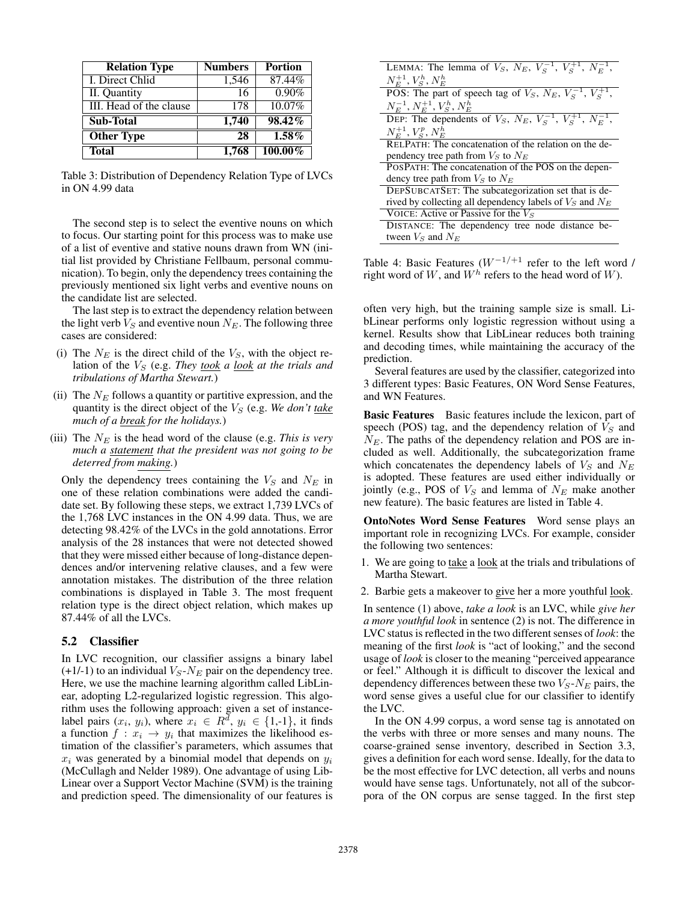| Relation Type | Numbers | Portion |
|---|---|---|
| I. Direct Chlid | 1,546 | 87.44% |
| II. Quantity | 16 | 0.90% |
| III. Head of the clause | 178 | 10.07% |
| **Sub-Total** | **1,740** | **98.42%** |
| **Other Type** | **28** | **1.58%** |
| **Total** | **1,768** | **100.00%** |

Table 3: Distribution of Dependency Relation Type of LVCs in ON 4.99 data

The second step is to select the eventive nouns on which to focus. Our starting point for this process was to make use of a list of eventive and stative nouns drawn from WN (initial list provided by Christiane Fellbaum, personal communication). To begin, only the dependency trees containing the previously mentioned six light verbs and eventive nouns on the candidate list are selected.

The last step is to extract the dependency relation between the light verb $V_S$ and eventive noun $N_E$. The following three cases are considered:

- (i) The $N_E$ is the direct child of the $V_S$, with the object relation of the $V_S$ (e.g. *They took a look at the trials and tribulations of Martha Stewart.*)
- (ii) The $N_E$ follows a quantity or partitive expression, and the quantity is the direct object of the $V_S$ (e.g. *We don't take much of a break for the holidays.*)
- (iii) The $N_E$ is the head word of the clause (e.g. *This is very much a statement that the president was not going to be deterred from making.*)

Only the dependency trees containing the $V_S$ and $N_E$ in one of these relation combinations were added the candidate set. By following these steps, we extract 1,739 LVCs of the 1,768 LVC instances in the ON 4.99 data. Thus, we are detecting 98.42% of the LVCs in the gold annotations. Error analysis of the 28 instances that were not detected showed that they were missed either because of long-distance dependences and/or intervening relative clauses, and a few were annotation mistakes. The distribution of the three relation combinations is displayed in Table 3. The most frequent relation type is the direct object relation, which makes up 87.44% of all the LVCs.

## 5.2 Classifier

In LVC recognition, our classifier assigns a binary label (+1/-1) to an individual $V_S$-$N_E$ pair on the dependency tree. Here, we use the machine learning algorithm called LibLinear, adopting L2-regularized logistic regression. This algorithm uses the following approach: given a set of instance-label pairs ($x_i$, $y_i$), where $x_i \in R^d$, $y_i \in \{1,-1\}$, it finds a function $f : x_i \rightarrow y_i$ that maximizes the likelihood estimation of the classifier's parameters, which assumes that $x_i$ was generated by a binomial model that depends on $y_i$ (McCullagh and Nelder 1989). One advantage of using LibLinear over a Support Vector Machine (SVM) is the training and prediction speed. The dimensionality of our features is often very high, but the training sample size is small. LibLinear performs only logistic regression without using a kernel. Results show that LibLinear reduces both training and decoding times, while maintaining the accuracy of the prediction.

| |
|---|
| LEMMA: The lemma of $V_S$, $N_E$, $V_S^{-1}$, $V_S^{+1}$, $N_E^{-1}$, $N_E^{+1}$, $V_S^h$, $N_E^h$ |
| POS: The part of speech tag of $V_S$, $N_E$, $V_S^{-1}$, $V_S^{+1}$, $N_E^{-1}$, $N_E^{+1}$, $V_S^h$, $N_E^h$ |
| DEP: The dependents of $V_S$, $N_E$, $V_S^{-1}$, $V_S^{+1}$, $N_E^{-1}$, $N_E^{+1}$, $V_S^p$, $N_E^h$ |
| RELPATH: The concatenation of the relation on the dependency tree path from $V_S$ to $N_E$ |
| POSPATH: The concatenation of the POS on the dependency tree path from $V_S$ to $N_E$ |
| DEPSUBCATSET: The subcategorization set that is derived by collecting all dependency labels of $V_S$ and $N_E$ |
| VOICE: Active or Passive for the $V_S$ |
| DISTANCE: The dependency tree node distance between $V_S$ and $N_E$ |

Table 4: Basic Features ($W^{-1/+1}$ refer to the left word / right word of $W$, and $W^h$ refers to the head word of $W$).

Several features are used by the classifier, categorized into 3 different types: Basic Features, ON Word Sense Features, and WN Features.

**Basic Features** Basic features include the lexicon, part of speech (POS) tag, and the dependency relation of $V_S$ and $N_E$. The paths of the dependency relation and POS are included as well. Additionally, the subcategorization frame which concatenates the dependency labels of $V_S$ and $N_E$ is adopted. These features are used either individually or jointly (e.g., POS of $V_S$ and lemma of $N_E$ make another new feature). The basic features are listed in Table 4.

**OntoNotes Word Sense Features** Word sense plays an important role in recognizing LVCs. For example, consider the following two sentences:

1. We are going to take a look at the trials and tribulations of Martha Stewart.
2. Barbie gets a makeover to give her a more youthful look.

In sentence (1) above, *take a look* is an LVC, while *give her a more youthful look* in sentence (2) is not. The difference in LVC status is reflected in the two different senses of *look*: the meaning of the first *look* is "act of looking," and the second usage of *look* is closer to the meaning "perceived appearance or feel." Although it is difficult to discover the lexical and dependency differences between these two $V_S$-$N_E$ pairs, the word sense gives a useful clue for our classifier to identify the LVC.

In the ON 4.99 corpus, a word sense tag is annotated on the verbs with three or more senses and many nouns. The coarse-grained sense inventory, described in Section 3.3, gives a definition for each word sense. Ideally, for the data to be the most effective for LVC detection, all verbs and nouns would have sense tags. Unfortunately, not all of the subcorpora of the ON corpus are sense tagged. In the first step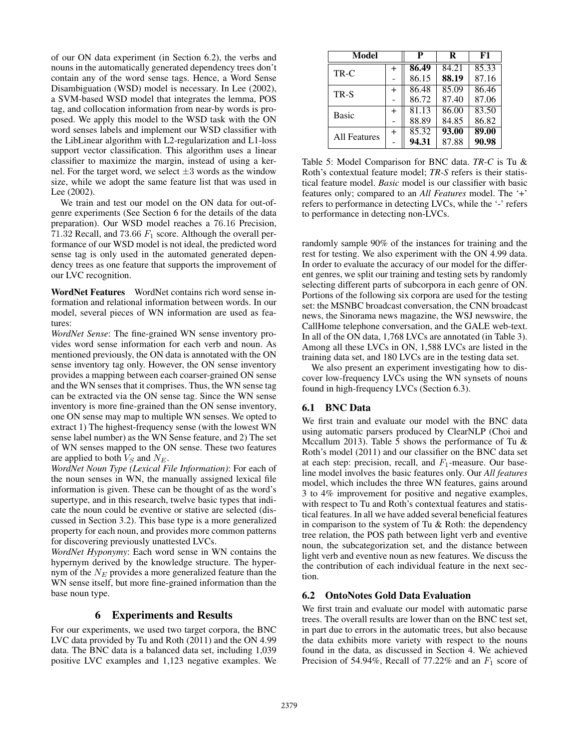of our ON data experiment (in Section 6.2), the verbs and nouns in the automatically generated dependency trees don't contain any of the word sense tags. Hence, a Word Sense Disambiguation (WSD) model is necessary. In Lee (2002), a SVM-based WSD model that integrates the lemma, POS tag, and collocation information from near-by words is proposed. We apply this model to the WSD task with the ON word senses labels and implement our WSD classifier with the LibLinear algorithm with L2-regularization and L1-loss support vector classification. This algorithm uses a linear classifier to maximize the margin, instead of using a kernel. For the target word, we select $\pm 3$ words as the window size, while we adopt the same feature list that was used in Lee (2002).

We train and test our model on the ON data for out-of-genre experiments (See Section 6 for the details of the data preparation). Our WSD model reaches a 76.16 Precision, 71.32 Recall, and 73.66 $F_1$ score. Although the overall performance of our WSD model is not ideal, the predicted word sense tag is only used in the automated generated dependency trees as one feature that supports the improvement of our LVC recognition.

**WordNet Features** WordNet contains rich word sense information and relational information between words. In our model, several pieces of WN information are used as features:

*WordNet Sense*: The fine-grained WN sense inventory provides word sense information for each verb and noun. As mentioned previously, the ON data is annotated with the ON sense inventory tag only. However, the ON sense inventory provides a mapping between each coarser-grained ON sense and the WN senses that it comprises. Thus, the WN sense tag can be extracted via the ON sense tag. Since the WN sense inventory is more fine-grained than the ON sense inventory, one ON sense may map to multiple WN senses. We opted to extract 1) The highest-frequency sense (with the lowest WN sense label number) as the WN Sense feature, and 2) The set of WN senses mapped to the ON sense. These two features are applied to both $V_S$ and $N_E$.

*WordNet Noun Type (Lexical File Information)*: For each of the noun senses in WN, the manually assigned lexical file information is given. These can be thought of as the word's supertype, and in this research, twelve basic types that indicate the noun could be eventive or stative are selected (discussed in Section 3.2). This base type is a more generalized property for each noun, and provides more common patterns for discovering previously unattested LVCs.

*WordNet Hyponymy*: Each word sense in WN contains the hypernym derived by the knowledge structure. The hypernym of the $N_E$ provides a more generalized feature than the WN sense itself, but more fine-grained information than the base noun type.

## 6 Experiments and Results

For our experiments, we used two target corpora, the BNC LVC data provided by Tu and Roth (2011) and the ON 4.99 data. The BNC data is a balanced data set, including 1,039 positive LVC examples and 1,123 negative examples. We randomly sample 90% of the instances for training and the rest for testing. We also experiment with the ON 4.99 data. In order to evaluate the accuracy of our model for the different genres, we split our training and testing sets by randomly selecting different parts of subcorpora in each genre of ON. Portions of the following six corpora are used for the testing set: the MSNBC broadcast conversation, the CNN broadcast news, the Sinorama news magazine, the WSJ newswire, the CallHome telephone conversation, and the GALE web-text. In all of the ON data, 1,768 LVCs are annotated (in Table 3). Among all these LVCs in ON, 1,588 LVCs are listed in the training data set, and 180 LVCs are in the testing data set.

| Model | | P | R | F1 |
|---|---|---|---|---|
| TR-C | + | **86.49** | 84.21 | 85.33 |
| | - | 86.15 | **88.19** | 87.16 |
| TR-S | + | 86.48 | 85.09 | 86.46 |
| | - | 86.72 | 87.40 | 87.06 |
| Basic | + | 81.13 | 86.00 | 83.50 |
| | - | 88.89 | 84.85 | 86.82 |
| All Features | + | 85.32 | **93.00** | **89.00** |
| | - | **94.31** | 87.88 | **90.98** |

Table 5: Model Comparison for BNC data. *TR-C* is Tu & Roth's contextual feature model; *TR-S* refers is their statistical feature model. *Basic* model is our classifier with basic features only; compared to an *All Features* model. The '+' refers to performance in detecting LVCs, while the '-' refers to performance in detecting non-LVCs.

We also present an experiment investigating how to discover low-frequency LVCs using the WN synsets of nouns found in high-frequency LVCs (Section 6.3).

### 6.1 BNC Data

We first train and evaluate our model with the BNC data using automatic parsers produced by ClearNLP (Choi and Mccallum 2013). Table 5 shows the performance of Tu & Roth's model (2011) and our classifier on the BNC data set at each step: precision, recall, and $F_1$-measure. Our baseline model involves the basic features only. Our *All features* model, which includes the three WN features, gains around 3 to 4% improvement for positive and negative examples, with respect to Tu and Roth's contextual features and statistical features. In all we have added several beneficial features in comparison to the system of Tu & Roth: the dependency tree relation, the POS path between light verb and eventive noun, the subcategorization set, and the distance between light verb and eventive noun as new features. We discuss the the contribution of each individual feature in the next section.

### 6.2 OntoNotes Gold Data Evaluation

We first train and evaluate our model with automatic parse trees. The overall results are lower than on the BNC test set, in part due to errors in the automatic trees, but also because the data exhibits more variety with respect to the nouns found in the data, as discussed in Section 4. We achieved Precision of 54.94%, Recall of 77.22% and an $F_1$ score of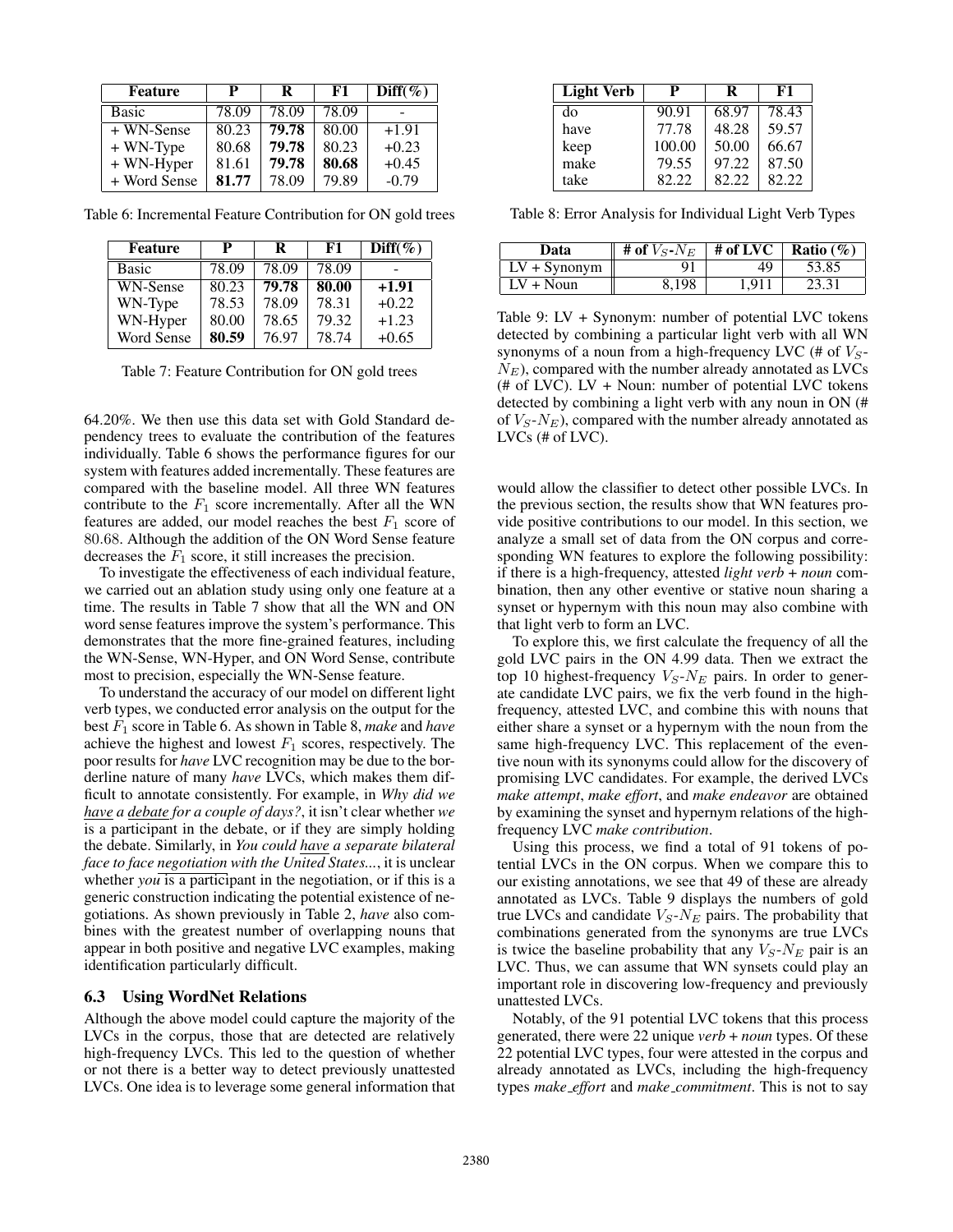| Feature | P | R | F1 | Diff(%) |
|---|---|---|---|---|
| Basic | 78.09 | 78.09 | 78.09 | - |
| + WN-Sense | 80.23 | **79.78** | 80.00 | +1.91 |
| + WN-Type | 80.68 | **79.78** | 80.23 | +0.23 |
| + WN-Hyper | 81.61 | **79.78** | **80.68** | +0.45 |
| + Word Sense | **81.77** | 78.09 | 79.89 | -0.79 |

Table 6: Incremental Feature Contribution for ON gold trees

| Feature | P | R | F1 | Diff(%) |
|---|---|---|---|---|
| Basic | 78.09 | 78.09 | 78.09 | - |
| WN-Sense | 80.23 | **79.78** | **80.00** | **+1.91** |
| WN-Type | 78.53 | 78.09 | 78.31 | +0.22 |
| WN-Hyper | 80.00 | 78.65 | 79.32 | +1.23 |
| Word Sense | **80.59** | 76.97 | 78.74 | +0.65 |

Table 7: Feature Contribution for ON gold trees

64.20%. We then use this data set with Gold Standard dependency trees to evaluate the contribution of the features individually. Table 6 shows the performance figures for our system with features added incrementally. These features are compared with the baseline model. All three WN features contribute to the $F_1$ score incrementally. After all the WN features are added, our model reaches the best $F_1$ score of 80.68. Although the addition of the ON Word Sense feature decreases the $F_1$ score, it still increases the precision.

To investigate the effectiveness of each individual feature, we carried out an ablation study using only one feature at a time. The results in Table 7 show that all the WN and ON word sense features improve the system's performance. This demonstrates that the more fine-grained features, including the WN-Sense, WN-Hyper, and ON Word Sense, contribute most to precision, especially the WN-Sense feature.

To understand the accuracy of our model on different light verb types, we conducted error analysis on the output for the best $F_1$ score in Table 6. As shown in Table 8, *make* and *have* achieve the highest and lowest $F_1$ scores, respectively. The poor results for *have* LVC recognition may be due to the borderline nature of many *have* LVCs, which makes them difficult to annotate consistently. For example, in *Why did we have a debate for a couple of days?*, it isn't clear whether *we* is a participant in the debate, or if they are simply holding the debate. Similarly, in *You could have a separate bilateral face to face negotiation with the United States...*, it is unclear whether *you* is a participant in the negotiation, or if this is a generic construction indicating the potential existence of negotiations. As shown previously in Table 2, *have* also combines with the greatest number of overlapping nouns that appear in both positive and negative LVC examples, making identification particularly difficult.

### 6.3 Using WordNet Relations

Although the above model could capture the majority of the LVCs in the corpus, those that are detected are relatively high-frequency LVCs. This led to the question of whether or not there is a better way to detect previously unattested LVCs. One idea is to leverage some general information that would allow the classifier to detect other possible LVCs. In the previous section, the results show that WN features provide positive contributions to our model. In this section, we analyze a small set of data from the ON corpus and corresponding WN features to explore the following possibility: if there is a high-frequency, attested *light verb + noun* combination, then any other eventive or stative noun sharing a synset or hypernym with this noun may also combine with that light verb to form an LVC.

| Light Verb | P | R | F1 |
|---|---|---|---|
| do | 90.91 | 68.97 | 78.43 |
| have | 77.78 | 48.28 | 59.57 |
| keep | 100.00 | 50.00 | 66.67 |
| make | 79.55 | 97.22 | 87.50 |
| take | 82.22 | 82.22 | 82.22 |

Table 8: Error Analysis for Individual Light Verb Types

| Data | # of $V_S$-$N_E$ | # of LVC | Ratio (%) |
|---|---|---|---|
| LV + Synonym | 91 | 49 | 53.85 |
| LV + Noun | 8,198 | 1,911 | 23.31 |

Table 9: LV + Synonym: number of potential LVC tokens detected by combining a particular light verb with all WN synonyms of a noun from a high-frequency LVC (# of $V_S$-$N_E$), compared with the number already annotated as LVCs (# of LVC). LV + Noun: number of potential LVC tokens detected by combining a light verb with any noun in ON (# of $V_S$-$N_E$), compared with the number already annotated as LVCs (# of LVC).

To explore this, we first calculate the frequency of all the gold LVC pairs in the ON 4.99 data. Then we extract the top 10 highest-frequency $V_S$-$N_E$ pairs. In order to generate candidate LVC pairs, we fix the verb found in the high-frequency, attested LVC, and combine this with nouns that either share a synset or a hypernym with the noun from the same high-frequency LVC. This replacement of the eventive noun with its synonyms could allow for the discovery of promising LVC candidates. For example, the derived LVCs *make attempt*, *make effort*, and *make endeavor* are obtained by examining the synset and hypernym relations of the high-frequency LVC *make contribution*.

Using this process, we find a total of 91 tokens of potential LVCs in the ON corpus. When we compare this to our existing annotations, we see that 49 of these are already annotated as LVCs. Table 9 displays the numbers of gold true LVCs and candidate $V_S$-$N_E$ pairs. The probability that combinations generated from the synonyms are true LVCs is twice the baseline probability that any $V_S$-$N_E$ pair is an LVC. Thus, we can assume that WN synsets could play an important role in discovering low-frequency and previously unattested LVCs.

Notably, of the 91 potential LVC tokens that this process generated, there were 22 unique *verb + noun* types. Of these 22 potential LVC types, four were attested in the corpus and already annotated as LVCs, including the high-frequency types *make_effort* and *make_commitment*. This is not to say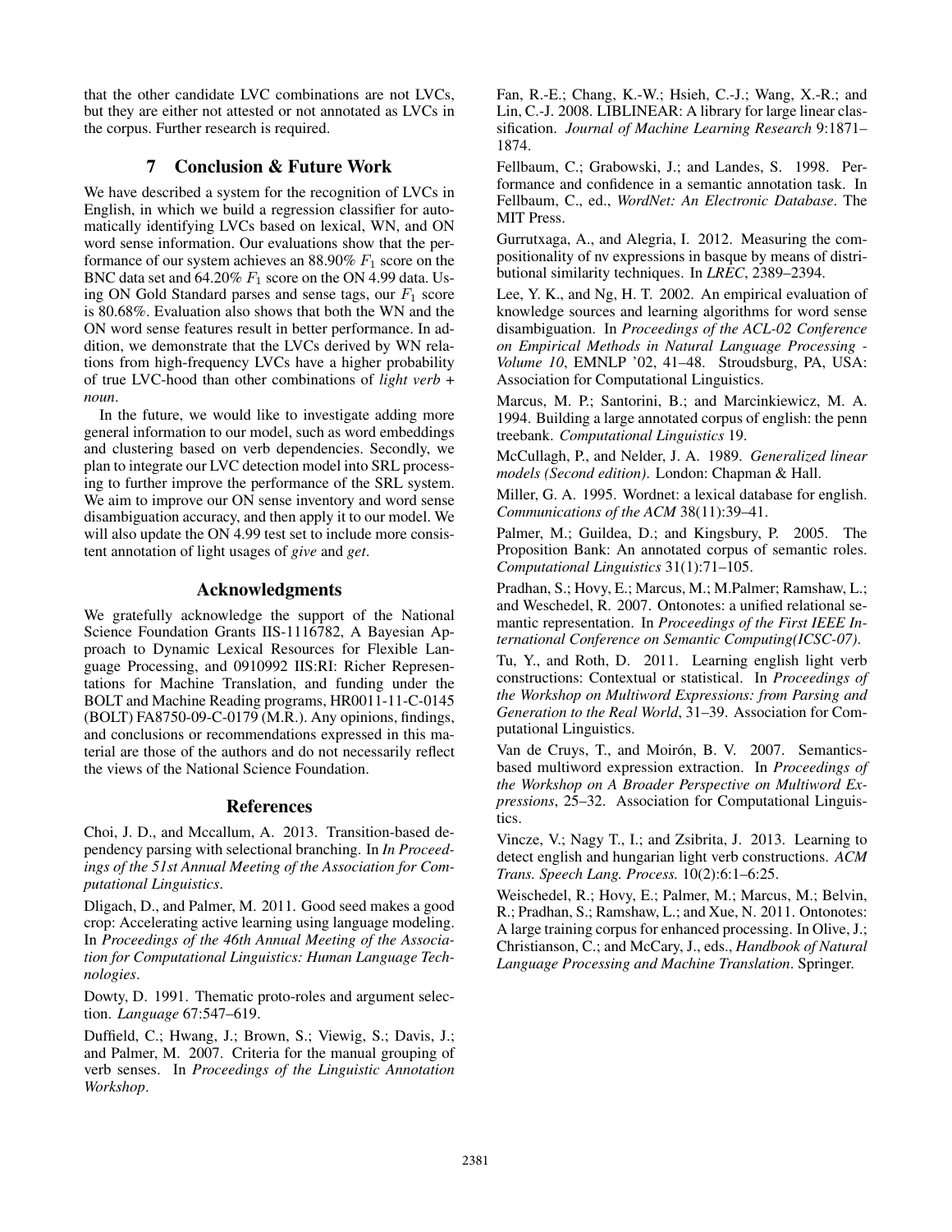that the other candidate LVC combinations are not LVCs, but they are either not attested or not annotated as LVCs in the corpus. Further research is required.

## 7 Conclusion & Future Work

We have described a system for the recognition of LVCs in English, in which we build a regression classifier for automatically identifying LVCs based on lexical, WN, and ON word sense information. Our evaluations show that the performance of our system achieves an 88.90% $F_1$ score on the BNC data set and 64.20% $F_1$ score on the ON 4.99 data. Using ON Gold Standard parses and sense tags, our $F_1$ score is 80.68%. Evaluation also shows that both the WN and the ON word sense features result in better performance. In addition, we demonstrate that the LVCs derived by WN relations from high-frequency LVCs have a higher probability of true LVC-hood than other combinations of *light verb* + *noun*.

In the future, we would like to investigate adding more general information to our model, such as word embeddings and clustering based on verb dependencies. Secondly, we plan to integrate our LVC detection model into SRL processing to further improve the performance of the SRL system. We aim to improve our ON sense inventory and word sense disambiguation accuracy, and then apply it to our model. We will also update the ON 4.99 test set to include more consistent annotation of light usages of *give* and *get*.

## Acknowledgments

We gratefully acknowledge the support of the National Science Foundation Grants IIS-1116782, A Bayesian Approach to Dynamic Lexical Resources for Flexible Language Processing, and 0910992 IIS:RI: Richer Representations for Machine Translation, and funding under the BOLT and Machine Reading programs, HR0011-11-C-0145 (BOLT) FA8750-09-C-0179 (M.R.). Any opinions, findings, and conclusions or recommendations expressed in this material are those of the authors and do not necessarily reflect the views of the National Science Foundation.

## References

Choi, J. D., and Mccallum, A. 2013. Transition-based dependency parsing with selectional branching. In *In Proceedings of the 51st Annual Meeting of the Association for Computational Linguistics*.

Dligach, D., and Palmer, M. 2011. Good seed makes a good crop: Accelerating active learning using language modeling. In *Proceedings of the 46th Annual Meeting of the Association for Computational Linguistics: Human Language Technologies*.

Dowty, D. 1991. Thematic proto-roles and argument selection. *Language* 67:547–619.

Duffield, C.; Hwang, J.; Brown, S.; Viewig, S.; Davis, J.; and Palmer, M. 2007. Criteria for the manual grouping of verb senses. In *Proceedings of the Linguistic Annotation Workshop*.

Fan, R.-E.; Chang, K.-W.; Hsieh, C.-J.; Wang, X.-R.; and Lin, C.-J. 2008. LIBLINEAR: A library for large linear classification. *Journal of Machine Learning Research* 9:1871–1874.

Fellbaum, C.; Grabowski, J.; and Landes, S. 1998. Performance and confidence in a semantic annotation task. In Fellbaum, C., ed., *WordNet: An Electronic Database*. The MIT Press.

Gurrutxaga, A., and Alegria, I. 2012. Measuring the compositionality of nv expressions in basque by means of distributional similarity techniques. In *LREC*, 2389–2394.

Lee, Y. K., and Ng, H. T. 2002. An empirical evaluation of knowledge sources and learning algorithms for word sense disambiguation. In *Proceedings of the ACL-02 Conference on Empirical Methods in Natural Language Processing - Volume 10*, EMNLP '02, 41–48. Stroudsburg, PA, USA: Association for Computational Linguistics.

Marcus, M. P.; Santorini, B.; and Marcinkiewicz, M. A. 1994. Building a large annotated corpus of english: the penn treebank. *Computational Linguistics* 19.

McCullagh, P., and Nelder, J. A. 1989. *Generalized linear models (Second edition)*. London: Chapman & Hall.

Miller, G. A. 1995. Wordnet: a lexical database for english. *Communications of the ACM* 38(11):39–41.

Palmer, M.; Guildea, D.; and Kingsbury, P. 2005. The Proposition Bank: An annotated corpus of semantic roles. *Computational Linguistics* 31(1):71–105.

Pradhan, S.; Hovy, E.; Marcus, M.; M.Palmer; Ramshaw, L.; and Weschedel, R. 2007. Ontonotes: a unified relational semantic representation. In *Proceedings of the First IEEE International Conference on Semantic Computing(ICSC-07)*.

Tu, Y., and Roth, D. 2011. Learning english light verb constructions: Contextual or statistical. In *Proceedings of the Workshop on Multiword Expressions: from Parsing and Generation to the Real World*, 31–39. Association for Computational Linguistics.

Van de Cruys, T., and Moirón, B. V. 2007. Semantics-based multiword expression extraction. In *Proceedings of the Workshop on A Broader Perspective on Multiword Expressions*, 25–32. Association for Computational Linguistics.

Vincze, V.; Nagy T., I.; and Zsibrita, J. 2013. Learning to detect english and hungarian light verb constructions. *ACM Trans. Speech Lang. Process.* 10(2):6:1–6:25.

Weischedel, R.; Hovy, E.; Palmer, M.; Marcus, M.; Belvin, R.; Pradhan, S.; Ramshaw, L.; and Xue, N. 2011. Ontonotes: A large training corpus for enhanced processing. In Olive, J.; Christianson, C.; and McCary, J., eds., *Handbook of Natural Language Processing and Machine Translation*. Springer.